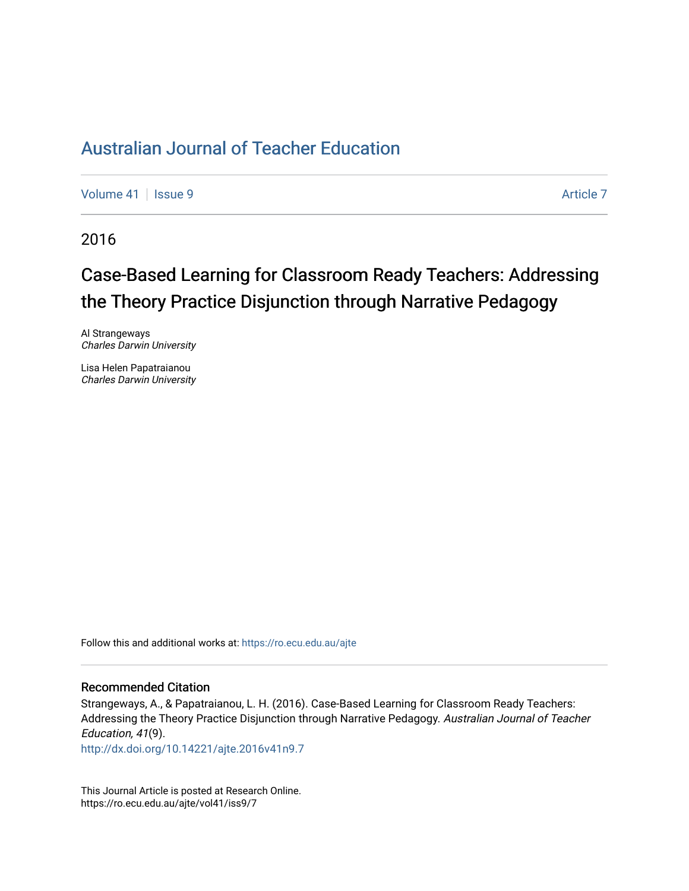# Australian Journal of Teacher Education

Volume 41 | Issue 9 | Article 7

2016

## Case-Based Learning for Classroom Ready Teachers: Addressing the Theory Practice Disjunction through Narrative Pedagogy

Al Strangeways
*Charles Darwin University*

Lisa Helen Papatraianou
*Charles Darwin University*

Follow this and additional works at: https://ro.ecu.edu.au/ajte

### Recommended Citation

Strangeways, A., & Papatraianou, L. H. (2016). Case-Based Learning for Classroom Ready Teachers: Addressing the Theory Practice Disjunction through Narrative Pedagogy. *Australian Journal of Teacher Education, 41*(9).
http://dx.doi.org/10.14221/ajte.2016v41n9.7

This Journal Article is posted at Research Online.
https://ro.ecu.edu.au/ajte/vol41/iss9/7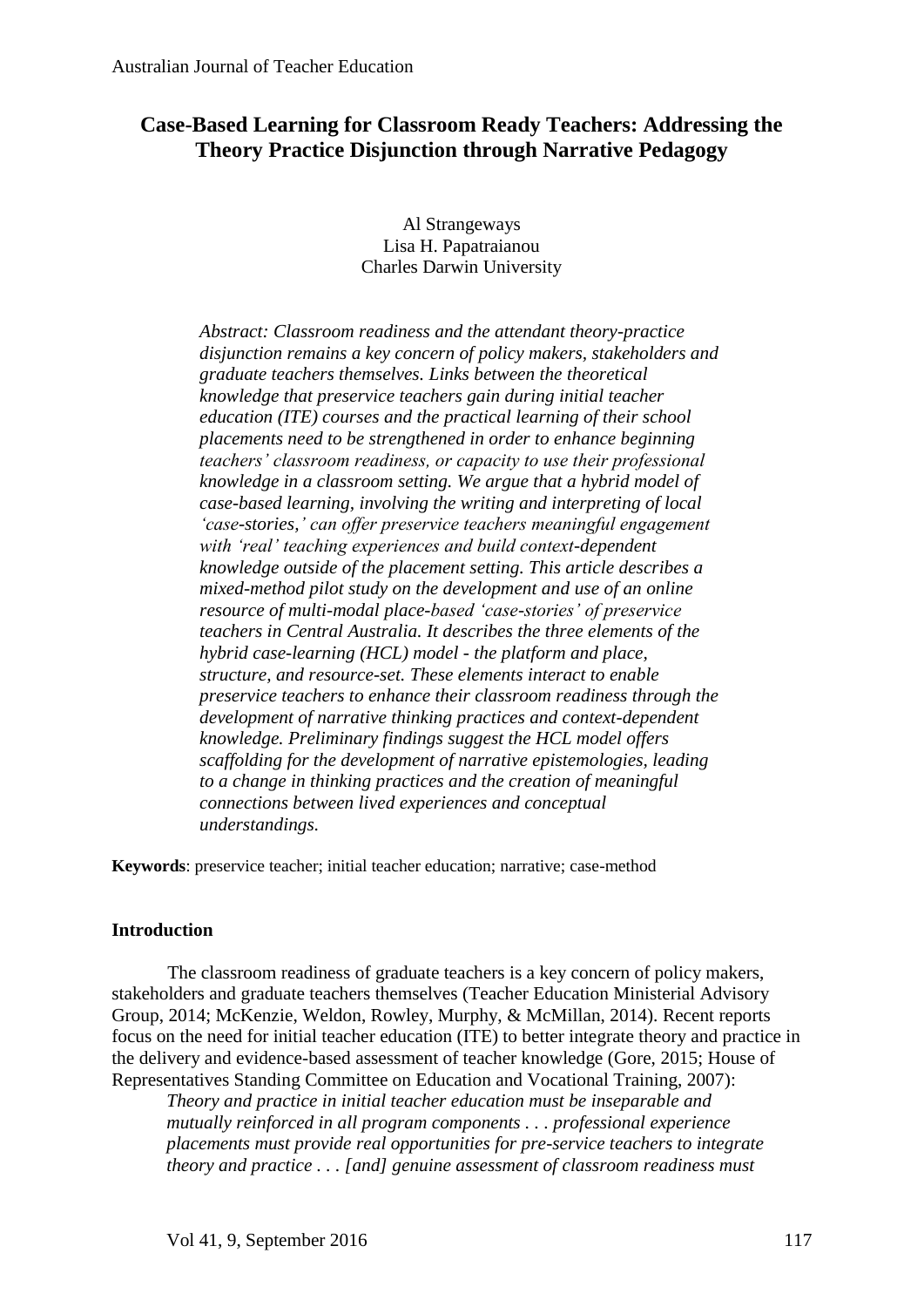# Case-Based Learning for Classroom Ready Teachers: Addressing the Theory Practice Disjunction through Narrative Pedagogy

Al Strangeways
Lisa H. Papatraianou
Charles Darwin University

*Abstract: Classroom readiness and the attendant theory-practice disjunction remains a key concern of policy makers, stakeholders and graduate teachers themselves. Links between the theoretical knowledge that preservice teachers gain during initial teacher education (ITE) courses and the practical learning of their school placements need to be strengthened in order to enhance beginning teachers' classroom readiness, or capacity to use their professional knowledge in a classroom setting. We argue that a hybrid model of case-based learning, involving the writing and interpreting of local 'case-stories,' can offer preservice teachers meaningful engagement with 'real' teaching experiences and build context-dependent knowledge outside of the placement setting. This article describes a mixed-method pilot study on the development and use of an online resource of multi-modal place-based 'case-stories' of preservice teachers in Central Australia. It describes the three elements of the hybrid case-learning (HCL) model - the platform and place, structure, and resource-set. These elements interact to enable preservice teachers to enhance their classroom readiness through the development of narrative thinking practices and context-dependent knowledge. Preliminary findings suggest the HCL model offers scaffolding for the development of narrative epistemologies, leading to a change in thinking practices and the creation of meaningful connections between lived experiences and conceptual understandings.*

**Keywords**: preservice teacher; initial teacher education; narrative; case-method

## Introduction

The classroom readiness of graduate teachers is a key concern of policy makers, stakeholders and graduate teachers themselves (Teacher Education Ministerial Advisory Group, 2014; McKenzie, Weldon, Rowley, Murphy, & McMillan, 2014). Recent reports focus on the need for initial teacher education (ITE) to better integrate theory and practice in the delivery and evidence-based assessment of teacher knowledge (Gore, 2015; House of Representatives Standing Committee on Education and Vocational Training, 2007):

> *Theory and practice in initial teacher education must be inseparable and mutually reinforced in all program components . . . professional experience placements must provide real opportunities for pre-service teachers to integrate theory and practice . . . [and] genuine assessment of classroom readiness must*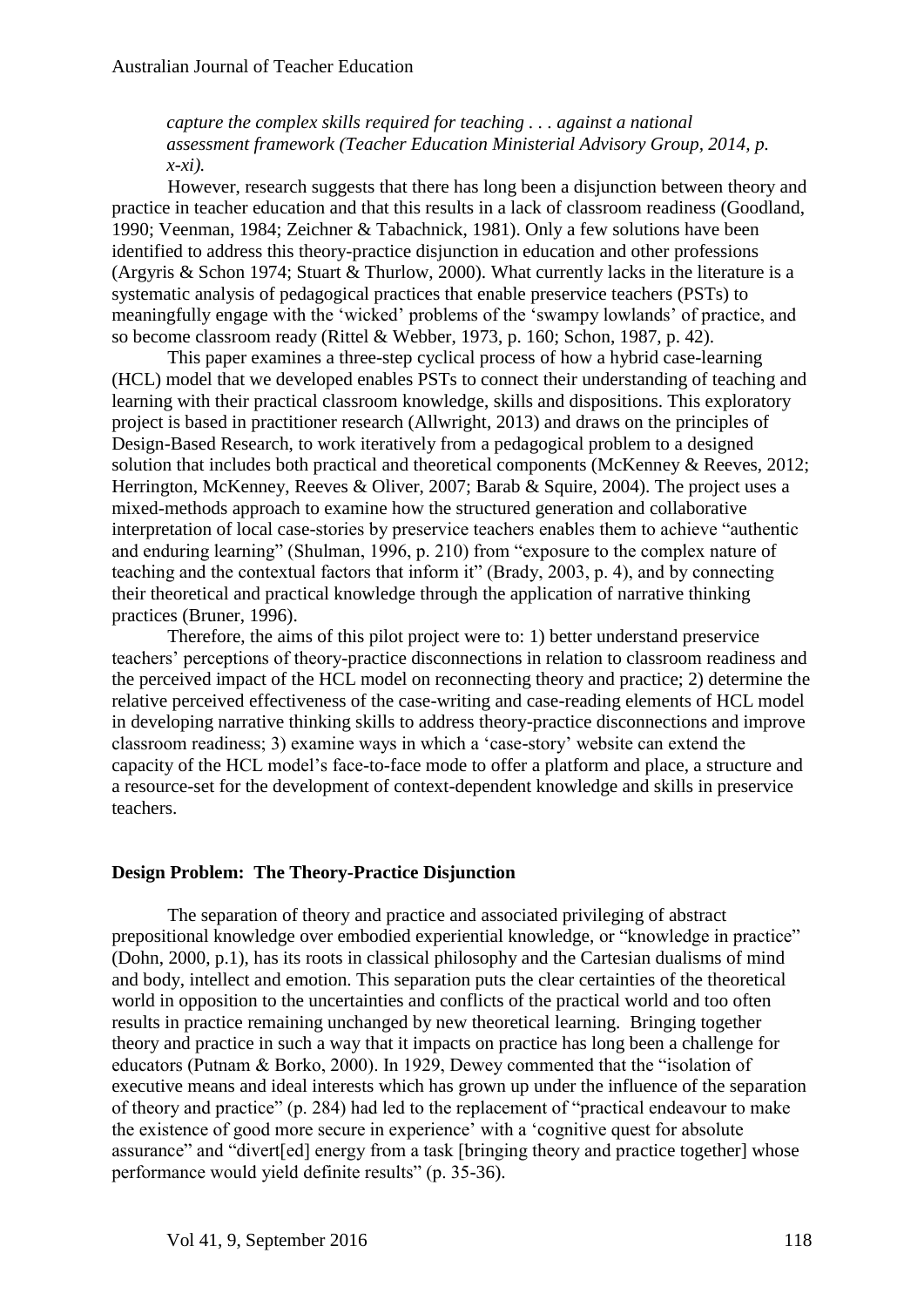*capture the complex skills required for teaching . . . against a national assessment framework (Teacher Education Ministerial Advisory Group, 2014, p. x-xi).*

However, research suggests that there has long been a disjunction between theory and practice in teacher education and that this results in a lack of classroom readiness (Goodland, 1990; Veenman, 1984; Zeichner & Tabachnick, 1981). Only a few solutions have been identified to address this theory-practice disjunction in education and other professions (Argyris & Schon 1974; Stuart & Thurlow, 2000). What currently lacks in the literature is a systematic analysis of pedagogical practices that enable preservice teachers (PSTs) to meaningfully engage with the 'wicked' problems of the 'swampy lowlands' of practice, and so become classroom ready (Rittel & Webber, 1973, p. 160; Schon, 1987, p. 42).

This paper examines a three-step cyclical process of how a hybrid case-learning (HCL) model that we developed enables PSTs to connect their understanding of teaching and learning with their practical classroom knowledge, skills and dispositions. This exploratory project is based in practitioner research (Allwright, 2013) and draws on the principles of Design-Based Research, to work iteratively from a pedagogical problem to a designed solution that includes both practical and theoretical components (McKenney & Reeves, 2012; Herrington, McKenney, Reeves & Oliver, 2007; Barab & Squire, 2004). The project uses a mixed-methods approach to examine how the structured generation and collaborative interpretation of local case-stories by preservice teachers enables them to achieve "authentic and enduring learning" (Shulman, 1996, p. 210) from "exposure to the complex nature of teaching and the contextual factors that inform it" (Brady, 2003, p. 4), and by connecting their theoretical and practical knowledge through the application of narrative thinking practices (Bruner, 1996).

Therefore, the aims of this pilot project were to: 1) better understand preservice teachers' perceptions of theory-practice disconnections in relation to classroom readiness and the perceived impact of the HCL model on reconnecting theory and practice; 2) determine the relative perceived effectiveness of the case-writing and case-reading elements of HCL model in developing narrative thinking skills to address theory-practice disconnections and improve classroom readiness; 3) examine ways in which a 'case-story' website can extend the capacity of the HCL model's face-to-face mode to offer a platform and place, a structure and a resource-set for the development of context-dependent knowledge and skills in preservice teachers.

## Design Problem: The Theory-Practice Disjunction

The separation of theory and practice and associated privileging of abstract prepositional knowledge over embodied experiential knowledge, or "knowledge in practice" (Dohn, 2000, p.1), has its roots in classical philosophy and the Cartesian dualisms of mind and body, intellect and emotion. This separation puts the clear certainties of the theoretical world in opposition to the uncertainties and conflicts of the practical world and too often results in practice remaining unchanged by new theoretical learning. Bringing together theory and practice in such a way that it impacts on practice has long been a challenge for educators (Putnam & Borko, 2000). In 1929, Dewey commented that the "isolation of executive means and ideal interests which has grown up under the influence of the separation of theory and practice" (p. 284) had led to the replacement of "practical endeavour to make the existence of good more secure in experience' with a 'cognitive quest for absolute assurance" and "divert[ed] energy from a task [bringing theory and practice together] whose performance would yield definite results" (p. 35-36).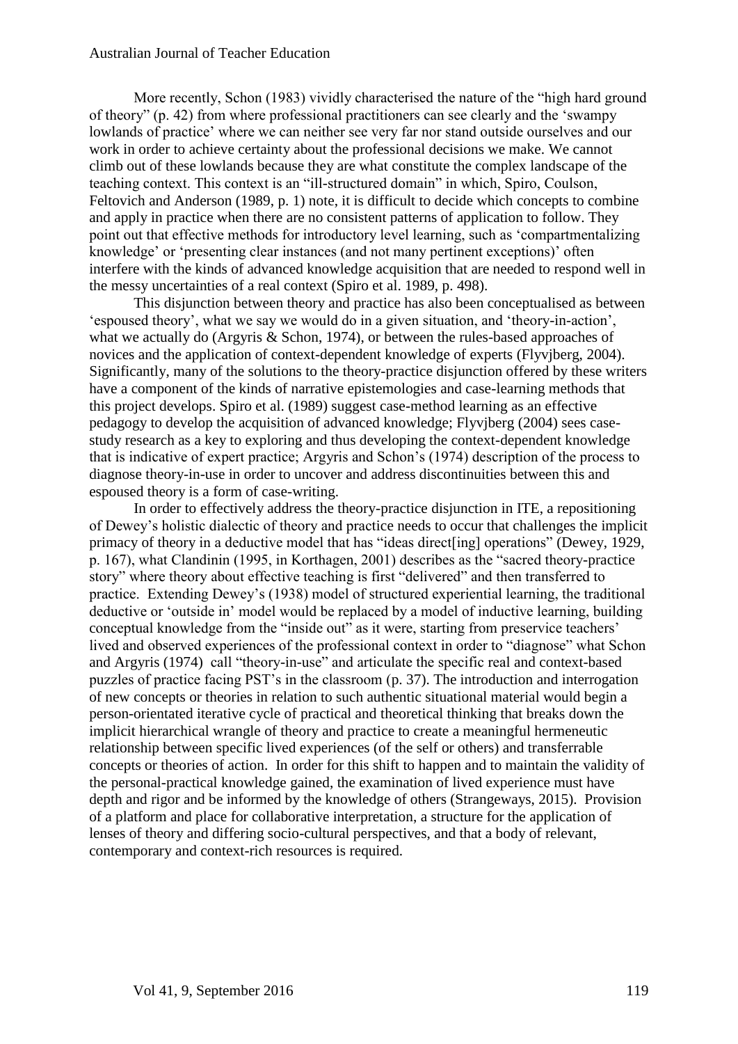More recently, Schon (1983) vividly characterised the nature of the "high hard ground of theory" (p. 42) from where professional practitioners can see clearly and the 'swampy lowlands of practice' where we can neither see very far nor stand outside ourselves and our work in order to achieve certainty about the professional decisions we make. We cannot climb out of these lowlands because they are what constitute the complex landscape of the teaching context. This context is an "ill-structured domain" in which, Spiro, Coulson, Feltovich and Anderson (1989, p. 1) note, it is difficult to decide which concepts to combine and apply in practice when there are no consistent patterns of application to follow. They point out that effective methods for introductory level learning, such as 'compartmentalizing knowledge' or 'presenting clear instances (and not many pertinent exceptions)' often interfere with the kinds of advanced knowledge acquisition that are needed to respond well in the messy uncertainties of a real context (Spiro et al. 1989, p. 498).

This disjunction between theory and practice has also been conceptualised as between 'espoused theory', what we say we would do in a given situation, and 'theory-in-action', what we actually do (Argyris & Schon, 1974), or between the rules-based approaches of novices and the application of context-dependent knowledge of experts (Flyvjberg, 2004). Significantly, many of the solutions to the theory-practice disjunction offered by these writers have a component of the kinds of narrative epistemologies and case-learning methods that this project develops. Spiro et al. (1989) suggest case-method learning as an effective pedagogy to develop the acquisition of advanced knowledge; Flyvjberg (2004) sees case-study research as a key to exploring and thus developing the context-dependent knowledge that is indicative of expert practice; Argyris and Schon's (1974) description of the process to diagnose theory-in-use in order to uncover and address discontinuities between this and espoused theory is a form of case-writing.

In order to effectively address the theory-practice disjunction in ITE, a repositioning of Dewey's holistic dialectic of theory and practice needs to occur that challenges the implicit primacy of theory in a deductive model that has "ideas direct[ing] operations" (Dewey, 1929, p. 167), what Clandinin (1995, in Korthagen, 2001) describes as the "sacred theory-practice story" where theory about effective teaching is first "delivered" and then transferred to practice. Extending Dewey's (1938) model of structured experiential learning, the traditional deductive or 'outside in' model would be replaced by a model of inductive learning, building conceptual knowledge from the "inside out" as it were, starting from preservice teachers' lived and observed experiences of the professional context in order to "diagnose" what Schon and Argyris (1974) call "theory-in-use" and articulate the specific real and context-based puzzles of practice facing PST's in the classroom (p. 37). The introduction and interrogation of new concepts or theories in relation to such authentic situational material would begin a person-orientated iterative cycle of practical and theoretical thinking that breaks down the implicit hierarchical wrangle of theory and practice to create a meaningful hermeneutic relationship between specific lived experiences (of the self or others) and transferrable concepts or theories of action. In order for this shift to happen and to maintain the validity of the personal-practical knowledge gained, the examination of lived experience must have depth and rigor and be informed by the knowledge of others (Strangeways, 2015). Provision of a platform and place for collaborative interpretation, a structure for the application of lenses of theory and differing socio-cultural perspectives, and that a body of relevant, contemporary and context-rich resources is required.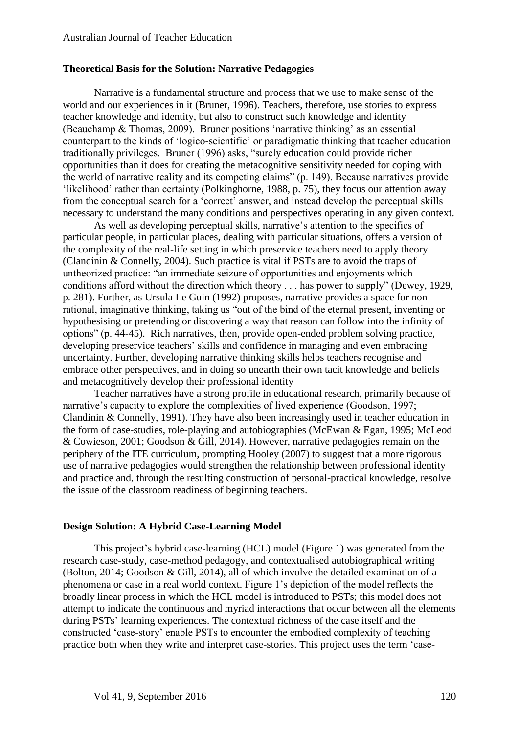### Theoretical Basis for the Solution: Narrative Pedagogies

Narrative is a fundamental structure and process that we use to make sense of the world and our experiences in it (Bruner, 1996). Teachers, therefore, use stories to express teacher knowledge and identity, but also to construct such knowledge and identity (Beauchamp & Thomas, 2009). Bruner positions 'narrative thinking' as an essential counterpart to the kinds of 'logico-scientific' or paradigmatic thinking that teacher education traditionally privileges. Bruner (1996) asks, "surely education could provide richer opportunities than it does for creating the metacognitive sensitivity needed for coping with the world of narrative reality and its competing claims" (p. 149). Because narratives provide 'likelihood' rather than certainty (Polkinghorne, 1988, p. 75), they focus our attention away from the conceptual search for a 'correct' answer, and instead develop the perceptual skills necessary to understand the many conditions and perspectives operating in any given context.

As well as developing perceptual skills, narrative's attention to the specifics of particular people, in particular places, dealing with particular situations, offers a version of the complexity of the real-life setting in which preservice teachers need to apply theory (Clandinin & Connelly, 2004). Such practice is vital if PSTs are to avoid the traps of untheorized practice: "an immediate seizure of opportunities and enjoyments which conditions afford without the direction which theory . . . has power to supply" (Dewey, 1929, p. 281). Further, as Ursula Le Guin (1992) proposes, narrative provides a space for non-rational, imaginative thinking, taking us "out of the bind of the eternal present, inventing or hypothesising or pretending or discovering a way that reason can follow into the infinity of options" (p. 44-45). Rich narratives, then, provide open-ended problem solving practice, developing preservice teachers' skills and confidence in managing and even embracing uncertainty. Further, developing narrative thinking skills helps teachers recognise and embrace other perspectives, and in doing so unearth their own tacit knowledge and beliefs and metacognitively develop their professional identity

Teacher narratives have a strong profile in educational research, primarily because of narrative's capacity to explore the complexities of lived experience (Goodson, 1997; Clandinin & Connelly, 1991). They have also been increasingly used in teacher education in the form of case-studies, role-playing and autobiographies (McEwan & Egan, 1995; McLeod & Cowieson, 2001; Goodson & Gill, 2014). However, narrative pedagogies remain on the periphery of the ITE curriculum, prompting Hooley (2007) to suggest that a more rigorous use of narrative pedagogies would strengthen the relationship between professional identity and practice and, through the resulting construction of personal-practical knowledge, resolve the issue of the classroom readiness of beginning teachers.

### Design Solution: A Hybrid Case-Learning Model

This project's hybrid case-learning (HCL) model (Figure 1) was generated from the research case-study, case-method pedagogy, and contextualised autobiographical writing (Bolton, 2014; Goodson & Gill, 2014), all of which involve the detailed examination of a phenomena or case in a real world context. Figure 1's depiction of the model reflects the broadly linear process in which the HCL model is introduced to PSTs; this model does not attempt to indicate the continuous and myriad interactions that occur between all the elements during PSTs' learning experiences. The contextual richness of the case itself and the constructed 'case-story' enable PSTs to encounter the embodied complexity of teaching practice both when they write and interpret case-stories. This project uses the term 'case-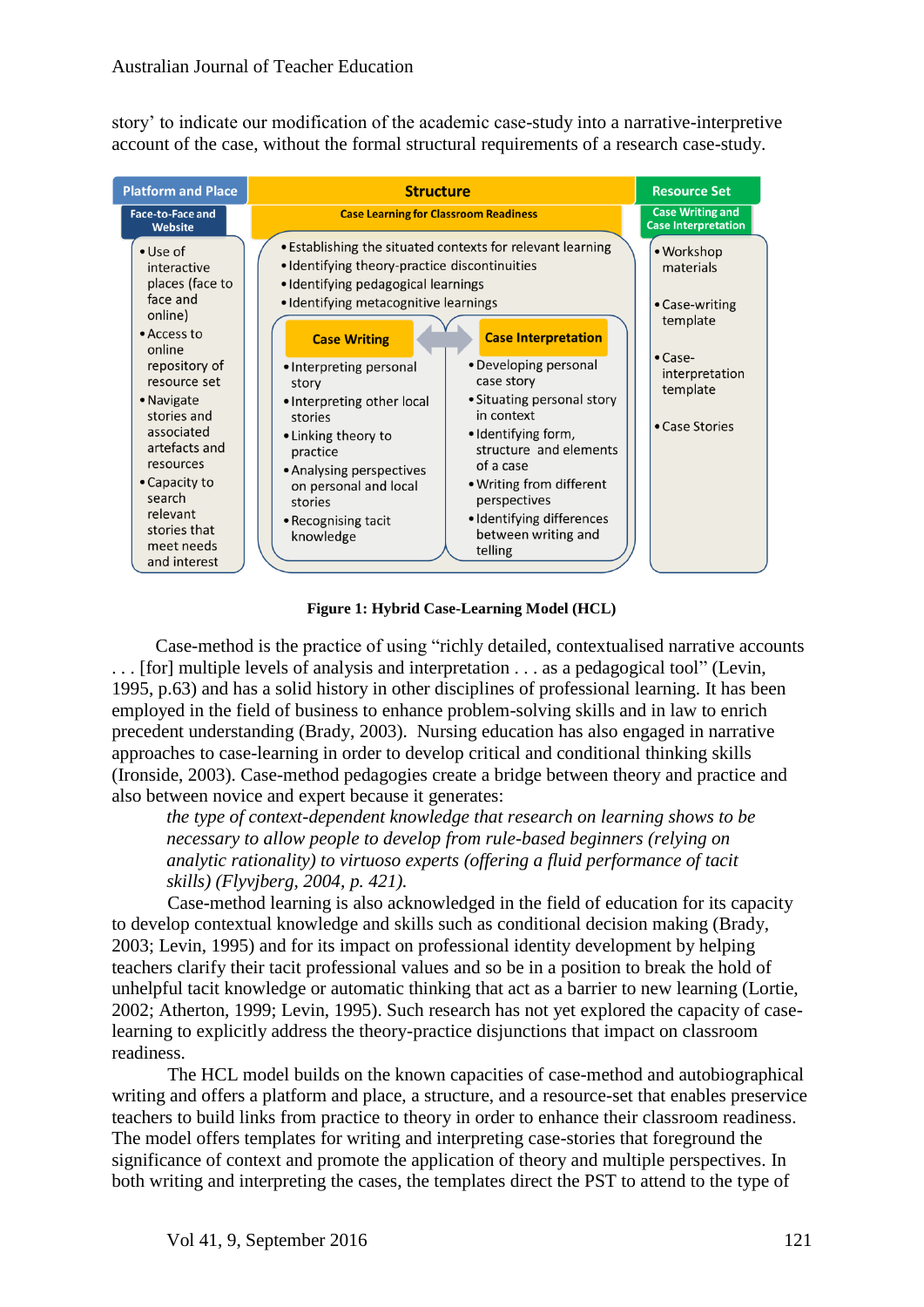story' to indicate our modification of the academic case-study into a narrative-interpretive account of the case, without the formal structural requirements of a research case-study.

**Platform and Place**

**Face-to-Face and Website**

- Use of interactive places (face to face and online)
- Access to online repository of resource set
- Navigate stories and associated artefacts and resources
- Capacity to search relevant stories that meet needs and interest

**Structure**

**Case Learning for Classroom Readiness**

- Establishing the situated contexts for relevant learning
- Identifying theory-practice discontinuities
- Identifying pedagogical learnings
- Identifying metacognitive learnings

**Case Writing**

- Interpreting personal story
- Interpreting other local stories
- Linking theory to practice
- Analysing perspectives on personal and local stories
- Recognising tacit knowledge

**Case Interpretation**

- Developing personal case story
- Situating personal story in context
- Identifying form, structure and elements of a case
- Writing from different perspectives
- Identifying differences between writing and telling

**Resource Set**

**Case Writing and Case Interpretation**

- Workshop materials
- Case-writing template
- Case-interpretation template
- Case Stories

**Figure 1: Hybrid Case-Learning Model (HCL)**

Case-method is the practice of using "richly detailed, contextualised narrative accounts . . . [for] multiple levels of analysis and interpretation . . . as a pedagogical tool" (Levin, 1995, p.63) and has a solid history in other disciplines of professional learning. It has been employed in the field of business to enhance problem-solving skills and in law to enrich precedent understanding (Brady, 2003). Nursing education has also engaged in narrative approaches to case-learning in order to develop critical and conditional thinking skills (Ironside, 2003). Case-method pedagogies create a bridge between theory and practice and also between novice and expert because it generates:

> *the type of context-dependent knowledge that research on learning shows to be necessary to allow people to develop from rule-based beginners (relying on analytic rationality) to virtuoso experts (offering a fluid performance of tacit skills) (Flyvjberg, 2004, p. 421).*

Case-method learning is also acknowledged in the field of education for its capacity to develop contextual knowledge and skills such as conditional decision making (Brady, 2003; Levin, 1995) and for its impact on professional identity development by helping teachers clarify their tacit professional values and so be in a position to break the hold of unhelpful tacit knowledge or automatic thinking that act as a barrier to new learning (Lortie, 2002; Atherton, 1999; Levin, 1995). Such research has not yet explored the capacity of case-learning to explicitly address the theory-practice disjunctions that impact on classroom readiness.

The HCL model builds on the known capacities of case-method and autobiographical writing and offers a platform and place, a structure, and a resource-set that enables preservice teachers to build links from practice to theory in order to enhance their classroom readiness. The model offers templates for writing and interpreting case-stories that foreground the significance of context and promote the application of theory and multiple perspectives. In both writing and interpreting the cases, the templates direct the PST to attend to the type of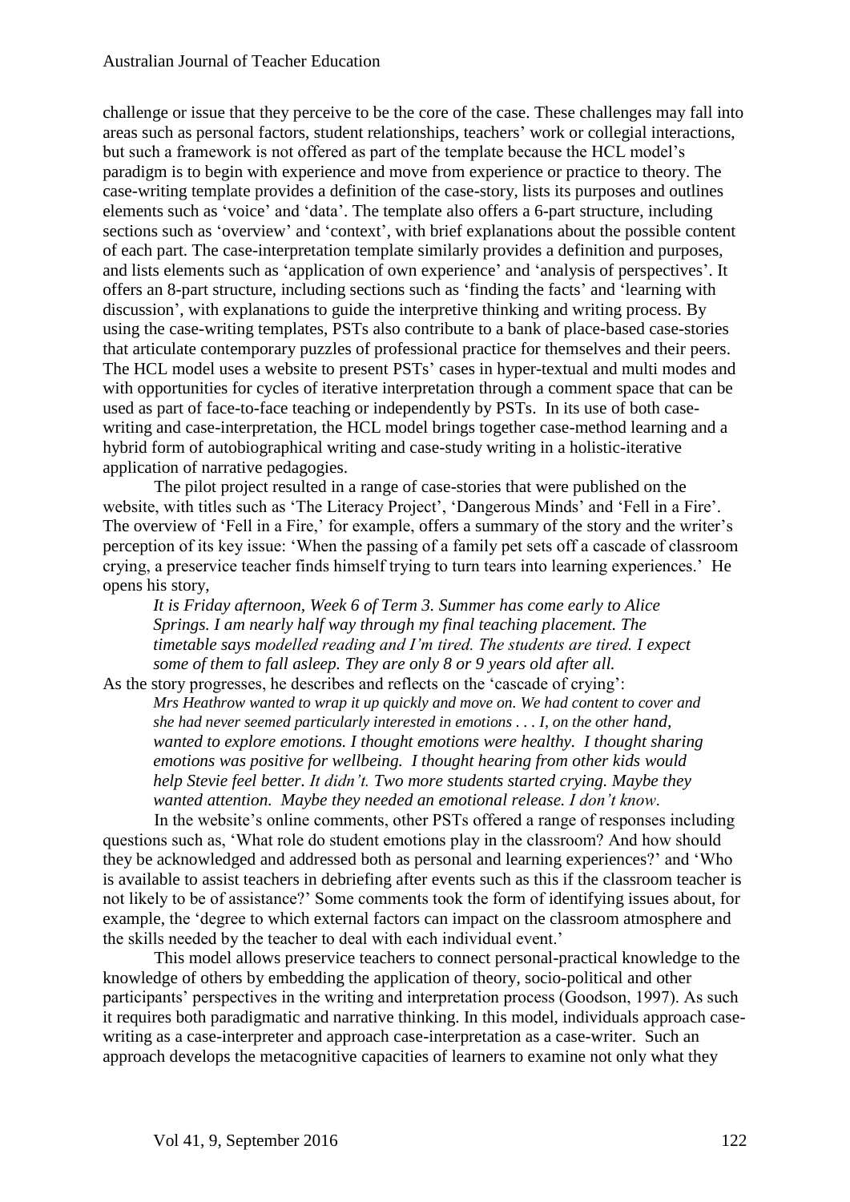challenge or issue that they perceive to be the core of the case. These challenges may fall into areas such as personal factors, student relationships, teachers' work or collegial interactions, but such a framework is not offered as part of the template because the HCL model's paradigm is to begin with experience and move from experience or practice to theory. The case-writing template provides a definition of the case-story, lists its purposes and outlines elements such as 'voice' and 'data'. The template also offers a 6-part structure, including sections such as 'overview' and 'context', with brief explanations about the possible content of each part. The case-interpretation template similarly provides a definition and purposes, and lists elements such as 'application of own experience' and 'analysis of perspectives'. It offers an 8-part structure, including sections such as 'finding the facts' and 'learning with discussion', with explanations to guide the interpretive thinking and writing process. By using the case-writing templates, PSTs also contribute to a bank of place-based case-stories that articulate contemporary puzzles of professional practice for themselves and their peers. The HCL model uses a website to present PSTs' cases in hyper-textual and multi modes and with opportunities for cycles of iterative interpretation through a comment space that can be used as part of face-to-face teaching or independently by PSTs. In its use of both case-writing and case-interpretation, the HCL model brings together case-method learning and a hybrid form of autobiographical writing and case-study writing in a holistic-iterative application of narrative pedagogies.

The pilot project resulted in a range of case-stories that were published on the website, with titles such as 'The Literacy Project', 'Dangerous Minds' and 'Fell in a Fire'. The overview of 'Fell in a Fire,' for example, offers a summary of the story and the writer's perception of its key issue: 'When the passing of a family pet sets off a cascade of classroom crying, a preservice teacher finds himself trying to turn tears into learning experiences.' He opens his story,

> *It is Friday afternoon, Week 6 of Term 3. Summer has come early to Alice Springs. I am nearly half way through my final teaching placement. The timetable says modelled reading and I'm tired. The students are tired. I expect some of them to fall asleep. They are only 8 or 9 years old after all.*

As the story progresses, he describes and reflects on the 'cascade of crying':

> *Mrs Heathrow wanted to wrap it up quickly and move on. We had content to cover and she had never seemed particularly interested in emotions . . . I, on the other hand, wanted to explore emotions. I thought emotions were healthy. I thought sharing emotions was positive for wellbeing. I thought hearing from other kids would help Stevie feel better. It didn't. Two more students started crying. Maybe they wanted attention. Maybe they needed an emotional release. I don't know.*

In the website's online comments, other PSTs offered a range of responses including questions such as, 'What role do student emotions play in the classroom? And how should they be acknowledged and addressed both as personal and learning experiences?' and 'Who is available to assist teachers in debriefing after events such as this if the classroom teacher is not likely to be of assistance?' Some comments took the form of identifying issues about, for example, the 'degree to which external factors can impact on the classroom atmosphere and the skills needed by the teacher to deal with each individual event.'

This model allows preservice teachers to connect personal-practical knowledge to the knowledge of others by embedding the application of theory, socio-political and other participants' perspectives in the writing and interpretation process (Goodson, 1997). As such it requires both paradigmatic and narrative thinking. In this model, individuals approach case-writing as a case-interpreter and approach case-interpretation as a case-writer. Such an approach develops the metacognitive capacities of learners to examine not only what they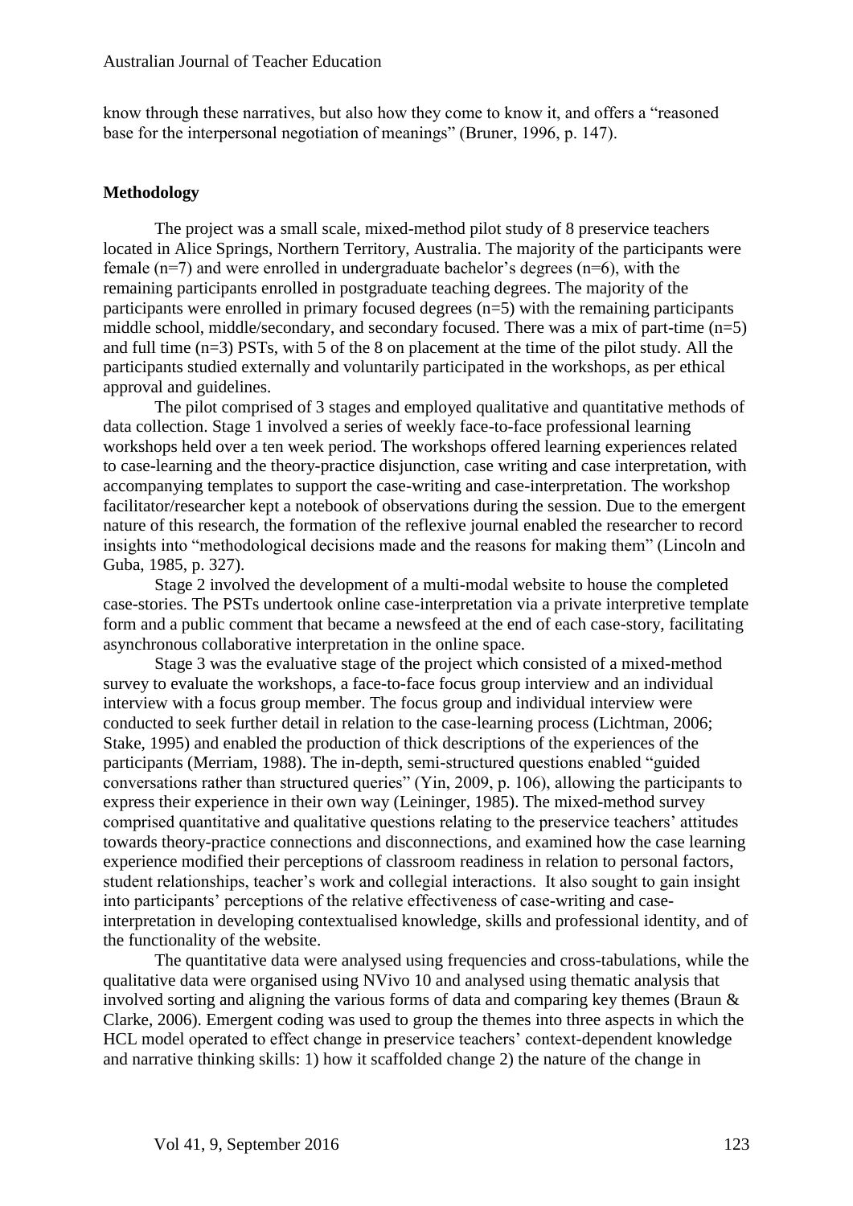know through these narratives, but also how they come to know it, and offers a "reasoned base for the interpersonal negotiation of meanings" (Bruner, 1996, p. 147).

## Methodology

The project was a small scale, mixed-method pilot study of 8 preservice teachers located in Alice Springs, Northern Territory, Australia. The majority of the participants were female (n=7) and were enrolled in undergraduate bachelor's degrees (n=6), with the remaining participants enrolled in postgraduate teaching degrees. The majority of the participants were enrolled in primary focused degrees (n=5) with the remaining participants middle school, middle/secondary, and secondary focused. There was a mix of part-time (n=5) and full time (n=3) PSTs, with 5 of the 8 on placement at the time of the pilot study. All the participants studied externally and voluntarily participated in the workshops, as per ethical approval and guidelines.

The pilot comprised of 3 stages and employed qualitative and quantitative methods of data collection. Stage 1 involved a series of weekly face-to-face professional learning workshops held over a ten week period. The workshops offered learning experiences related to case-learning and the theory-practice disjunction, case writing and case interpretation, with accompanying templates to support the case-writing and case-interpretation. The workshop facilitator/researcher kept a notebook of observations during the session. Due to the emergent nature of this research, the formation of the reflexive journal enabled the researcher to record insights into "methodological decisions made and the reasons for making them" (Lincoln and Guba, 1985, p. 327).

Stage 2 involved the development of a multi-modal website to house the completed case-stories. The PSTs undertook online case-interpretation via a private interpretive template form and a public comment that became a newsfeed at the end of each case-story, facilitating asynchronous collaborative interpretation in the online space.

Stage 3 was the evaluative stage of the project which consisted of a mixed-method survey to evaluate the workshops, a face-to-face focus group interview and an individual interview with a focus group member. The focus group and individual interview were conducted to seek further detail in relation to the case-learning process (Lichtman, 2006; Stake, 1995) and enabled the production of thick descriptions of the experiences of the participants (Merriam, 1988). The in-depth, semi-structured questions enabled "guided conversations rather than structured queries" (Yin, 2009, p. 106), allowing the participants to express their experience in their own way (Leininger, 1985). The mixed-method survey comprised quantitative and qualitative questions relating to the preservice teachers' attitudes towards theory-practice connections and disconnections, and examined how the case learning experience modified their perceptions of classroom readiness in relation to personal factors, student relationships, teacher's work and collegial interactions. It also sought to gain insight into participants' perceptions of the relative effectiveness of case-writing and case-interpretation in developing contextualised knowledge, skills and professional identity, and of the functionality of the website.

The quantitative data were analysed using frequencies and cross-tabulations, while the qualitative data were organised using NVivo 10 and analysed using thematic analysis that involved sorting and aligning the various forms of data and comparing key themes (Braun & Clarke, 2006). Emergent coding was used to group the themes into three aspects in which the HCL model operated to effect change in preservice teachers' context-dependent knowledge and narrative thinking skills: 1) how it scaffolded change 2) the nature of the change in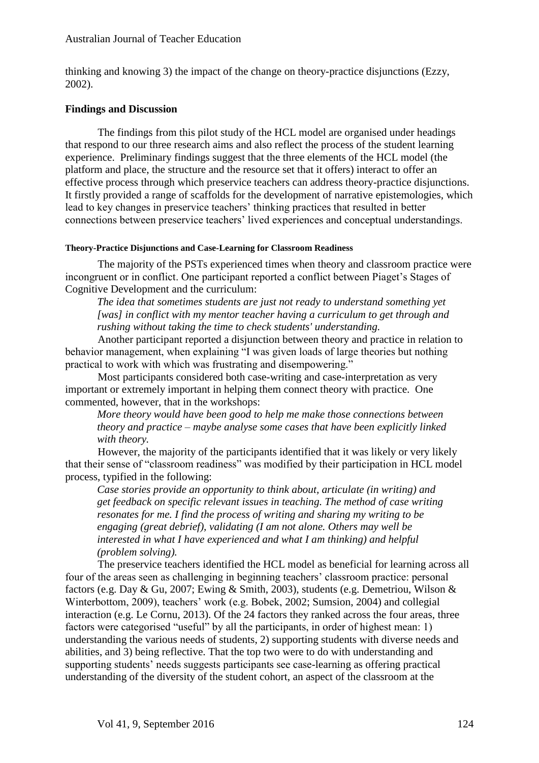thinking and knowing 3) the impact of the change on theory-practice disjunctions (Ezzy, 2002).

## Findings and Discussion

The findings from this pilot study of the HCL model are organised under headings that respond to our three research aims and also reflect the process of the student learning experience. Preliminary findings suggest that the three elements of the HCL model (the platform and place, the structure and the resource set that it offers) interact to offer an effective process through which preservice teachers can address theory-practice disjunctions. It firstly provided a range of scaffolds for the development of narrative epistemologies, which lead to key changes in preservice teachers' thinking practices that resulted in better connections between preservice teachers' lived experiences and conceptual understandings.

### Theory-Practice Disjunctions and Case-Learning for Classroom Readiness

The majority of the PSTs experienced times when theory and classroom practice were incongruent or in conflict. One participant reported a conflict between Piaget's Stages of Cognitive Development and the curriculum:

> *The idea that sometimes students are just not ready to understand something yet [was] in conflict with my mentor teacher having a curriculum to get through and rushing without taking the time to check students' understanding.*

Another participant reported a disjunction between theory and practice in relation to behavior management, when explaining "I was given loads of large theories but nothing practical to work with which was frustrating and disempowering."

Most participants considered both case-writing and case-interpretation as very important or extremely important in helping them connect theory with practice. One commented, however, that in the workshops:

> *More theory would have been good to help me make those connections between theory and practice – maybe analyse some cases that have been explicitly linked with theory.*

However, the majority of the participants identified that it was likely or very likely that their sense of "classroom readiness" was modified by their participation in HCL model process, typified in the following:

> *Case stories provide an opportunity to think about, articulate (in writing) and get feedback on specific relevant issues in teaching. The method of case writing resonates for me. I find the process of writing and sharing my writing to be engaging (great debrief), validating (I am not alone. Others may well be interested in what I have experienced and what I am thinking) and helpful (problem solving).*

The preservice teachers identified the HCL model as beneficial for learning across all four of the areas seen as challenging in beginning teachers' classroom practice: personal factors (e.g. Day & Gu, 2007; Ewing & Smith, 2003), students (e.g. Demetriou, Wilson & Winterbottom, 2009), teachers' work (e.g. Bobek, 2002; Sumsion, 2004) and collegial interaction (e.g. Le Cornu, 2013). Of the 24 factors they ranked across the four areas, three factors were categorised "useful" by all the participants, in order of highest mean: 1) understanding the various needs of students, 2) supporting students with diverse needs and abilities, and 3) being reflective. That the top two were to do with understanding and supporting students' needs suggests participants see case-learning as offering practical understanding of the diversity of the student cohort, an aspect of the classroom at the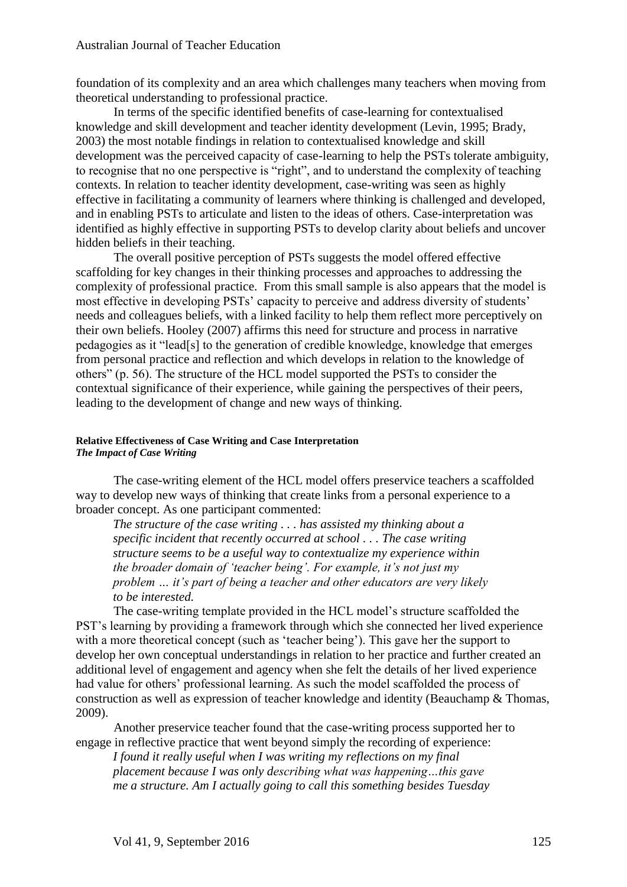foundation of its complexity and an area which challenges many teachers when moving from theoretical understanding to professional practice.

In terms of the specific identified benefits of case-learning for contextualised knowledge and skill development and teacher identity development (Levin, 1995; Brady, 2003) the most notable findings in relation to contextualised knowledge and skill development was the perceived capacity of case-learning to help the PSTs tolerate ambiguity, to recognise that no one perspective is "right", and to understand the complexity of teaching contexts. In relation to teacher identity development, case-writing was seen as highly effective in facilitating a community of learners where thinking is challenged and developed, and in enabling PSTs to articulate and listen to the ideas of others. Case-interpretation was identified as highly effective in supporting PSTs to develop clarity about beliefs and uncover hidden beliefs in their teaching.

The overall positive perception of PSTs suggests the model offered effective scaffolding for key changes in their thinking processes and approaches to addressing the complexity of professional practice. From this small sample is also appears that the model is most effective in developing PSTs' capacity to perceive and address diversity of students' needs and colleagues beliefs, with a linked facility to help them reflect more perceptively on their own beliefs. Hooley (2007) affirms this need for structure and process in narrative pedagogies as it "lead[s] to the generation of credible knowledge, knowledge that emerges from personal practice and reflection and which develops in relation to the knowledge of others" (p. 56). The structure of the HCL model supported the PSTs to consider the contextual significance of their experience, while gaining the perspectives of their peers, leading to the development of change and new ways of thinking.

#### Relative Effectiveness of Case Writing and Case Interpretation

##### *The Impact of Case Writing*

The case-writing element of the HCL model offers preservice teachers a scaffolded way to develop new ways of thinking that create links from a personal experience to a broader concept. As one participant commented:

> *The structure of the case writing . . . has assisted my thinking about a specific incident that recently occurred at school . . . The case writing structure seems to be a useful way to contextualize my experience within the broader domain of 'teacher being'. For example, it's not just my problem … it's part of being a teacher and other educators are very likely to be interested.*

The case-writing template provided in the HCL model's structure scaffolded the PST's learning by providing a framework through which she connected her lived experience with a more theoretical concept (such as 'teacher being'). This gave her the support to develop her own conceptual understandings in relation to her practice and further created an additional level of engagement and agency when she felt the details of her lived experience had value for others' professional learning. As such the model scaffolded the process of construction as well as expression of teacher knowledge and identity (Beauchamp & Thomas, 2009).

Another preservice teacher found that the case-writing process supported her to engage in reflective practice that went beyond simply the recording of experience:

> *I found it really useful when I was writing my reflections on my final placement because I was only describing what was happening…this gave me a structure. Am I actually going to call this something besides Tuesday*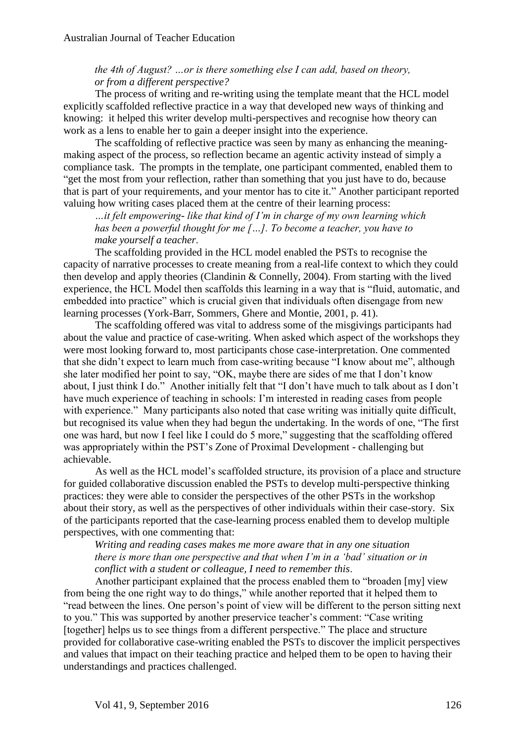*the 4th of August? …or is there something else I can add, based on theory, or from a different perspective?*

The process of writing and re-writing using the template meant that the HCL model explicitly scaffolded reflective practice in a way that developed new ways of thinking and knowing: it helped this writer develop multi-perspectives and recognise how theory can work as a lens to enable her to gain a deeper insight into the experience.

The scaffolding of reflective practice was seen by many as enhancing the meaning-making aspect of the process, so reflection became an agentic activity instead of simply a compliance task. The prompts in the template, one participant commented, enabled them to "get the most from your reflection, rather than something that you just have to do, because that is part of your requirements, and your mentor has to cite it." Another participant reported valuing how writing cases placed them at the centre of their learning process:

> *…it felt empowering- like that kind of I'm in charge of my own learning which has been a powerful thought for me […]. To become a teacher, you have to make yourself a teacher.*

The scaffolding provided in the HCL model enabled the PSTs to recognise the capacity of narrative processes to create meaning from a real-life context to which they could then develop and apply theories (Clandinin & Connelly, 2004). From starting with the lived experience, the HCL Model then scaffolds this learning in a way that is "fluid, automatic, and embedded into practice" which is crucial given that individuals often disengage from new learning processes (York-Barr, Sommers, Ghere and Montie, 2001, p. 41).

The scaffolding offered was vital to address some of the misgivings participants had about the value and practice of case-writing. When asked which aspect of the workshops they were most looking forward to, most participants chose case-interpretation. One commented that she didn't expect to learn much from case-writing because "I know about me", although she later modified her point to say, "OK, maybe there are sides of me that I don't know about, I just think I do." Another initially felt that "I don't have much to talk about as I don't have much experience of teaching in schools: I'm interested in reading cases from people with experience." Many participants also noted that case writing was initially quite difficult, but recognised its value when they had begun the undertaking. In the words of one, "The first one was hard, but now I feel like I could do 5 more," suggesting that the scaffolding offered was appropriately within the PST's Zone of Proximal Development - challenging but achievable.

As well as the HCL model's scaffolded structure, its provision of a place and structure for guided collaborative discussion enabled the PSTs to develop multi-perspective thinking practices: they were able to consider the perspectives of the other PSTs in the workshop about their story, as well as the perspectives of other individuals within their case-story. Six of the participants reported that the case-learning process enabled them to develop multiple perspectives, with one commenting that:

> *Writing and reading cases makes me more aware that in any one situation there is more than one perspective and that when I'm in a 'bad' situation or in conflict with a student or colleague, I need to remember this.*

Another participant explained that the process enabled them to "broaden [my] view from being the one right way to do things," while another reported that it helped them to "read between the lines. One person's point of view will be different to the person sitting next to you." This was supported by another preservice teacher's comment: "Case writing [together] helps us to see things from a different perspective." The place and structure provided for collaborative case-writing enabled the PSTs to discover the implicit perspectives and values that impact on their teaching practice and helped them to be open to having their understandings and practices challenged.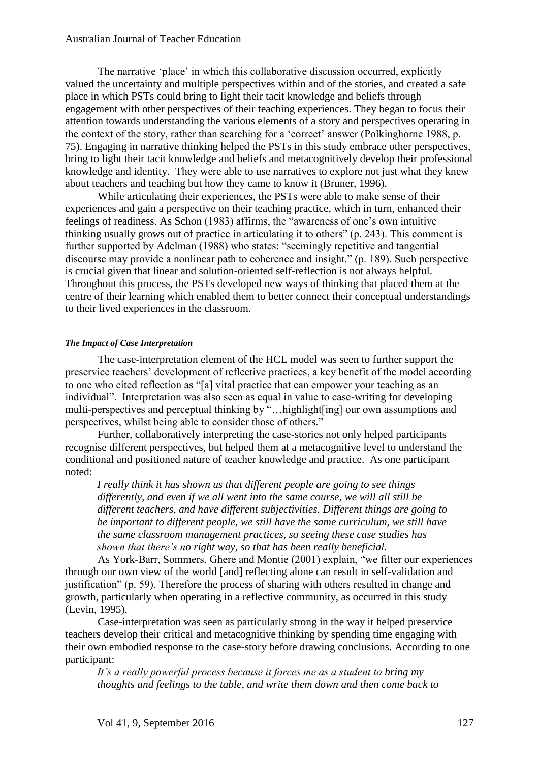The narrative 'place' in which this collaborative discussion occurred, explicitly valued the uncertainty and multiple perspectives within and of the stories, and created a safe place in which PSTs could bring to light their tacit knowledge and beliefs through engagement with other perspectives of their teaching experiences. They began to focus their attention towards understanding the various elements of a story and perspectives operating in the context of the story, rather than searching for a 'correct' answer (Polkinghorne 1988, p. 75). Engaging in narrative thinking helped the PSTs in this study embrace other perspectives, bring to light their tacit knowledge and beliefs and metacognitively develop their professional knowledge and identity. They were able to use narratives to explore not just what they knew about teachers and teaching but how they came to know it (Bruner, 1996).

While articulating their experiences, the PSTs were able to make sense of their experiences and gain a perspective on their teaching practice, which in turn, enhanced their feelings of readiness. As Schon (1983) affirms, the "awareness of one's own intuitive thinking usually grows out of practice in articulating it to others" (p. 243). This comment is further supported by Adelman (1988) who states: "seemingly repetitive and tangential discourse may provide a nonlinear path to coherence and insight." (p. 189). Such perspective is crucial given that linear and solution-oriented self-reflection is not always helpful. Throughout this process, the PSTs developed new ways of thinking that placed them at the centre of their learning which enabled them to better connect their conceptual understandings to their lived experiences in the classroom.

#### ***The Impact of Case Interpretation***

The case-interpretation element of the HCL model was seen to further support the preservice teachers' development of reflective practices, a key benefit of the model according to one who cited reflection as "[a] vital practice that can empower your teaching as an individual". Interpretation was also seen as equal in value to case-writing for developing multi-perspectives and perceptual thinking by "…highlight[ing] our own assumptions and perspectives, whilst being able to consider those of others."

Further, collaboratively interpreting the case-stories not only helped participants recognise different perspectives, but helped them at a metacognitive level to understand the conditional and positioned nature of teacher knowledge and practice. As one participant noted:

> *I really think it has shown us that different people are going to see things differently, and even if we all went into the same course, we will all still be different teachers, and have different subjectivities. Different things are going to be important to different people, we still have the same curriculum, we still have the same classroom management practices, so seeing these case studies has shown that there's no right way, so that has been really beneficial.*

As York-Barr, Sommers, Ghere and Montie (2001) explain, "we filter our experiences through our own view of the world [and] reflecting alone can result in self-validation and justification" (p. 59). Therefore the process of sharing with others resulted in change and growth, particularly when operating in a reflective community, as occurred in this study (Levin, 1995).

Case-interpretation was seen as particularly strong in the way it helped preservice teachers develop their critical and metacognitive thinking by spending time engaging with their own embodied response to the case-story before drawing conclusions. According to one participant:

> *It's a really powerful process because it forces me as a student to bring my thoughts and feelings to the table, and write them down and then come back to*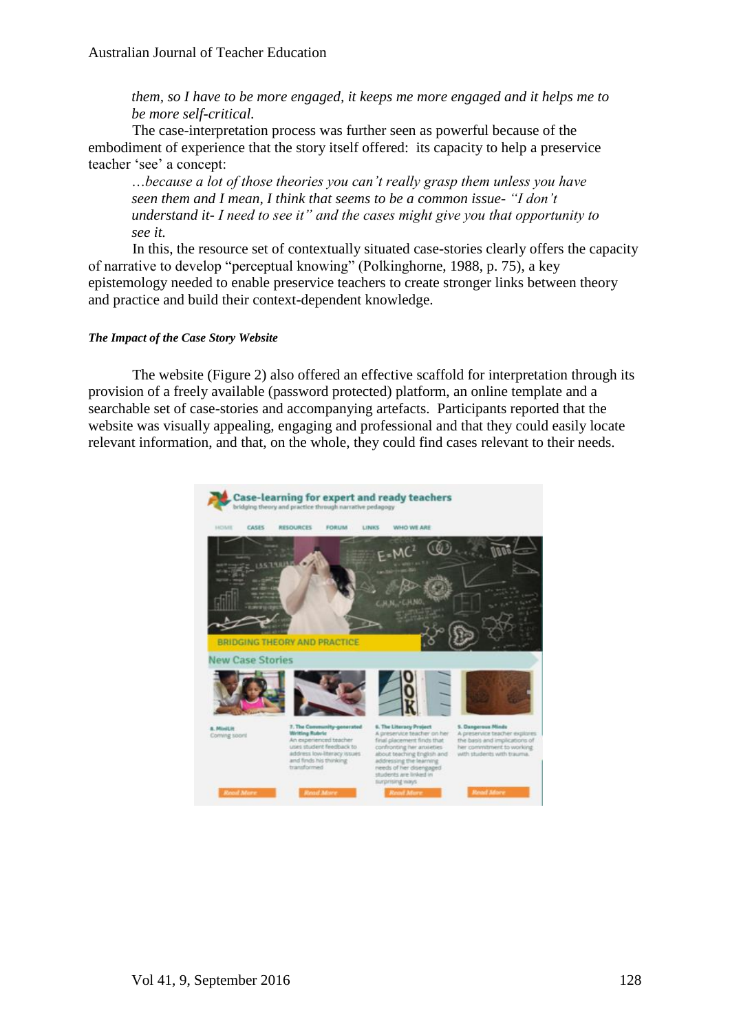*them, so I have to be more engaged, it keeps me more engaged and it helps me to be more self-critical.*

The case-interpretation process was further seen as powerful because of the embodiment of experience that the story itself offered: its capacity to help a preservice teacher 'see' a concept:

*…because a lot of those theories you can't really grasp them unless you have seen them and I mean, I think that seems to be a common issue- "I don't understand it- I need to see it" and the cases might give you that opportunity to see it.*

In this, the resource set of contextually situated case-stories clearly offers the capacity of narrative to develop "perceptual knowing" (Polkinghorne, 1988, p. 75), a key epistemology needed to enable preservice teachers to create stronger links between theory and practice and build their context-dependent knowledge.

#### *The Impact of the Case Story Website*

The website (Figure 2) also offered an effective scaffold for interpretation through its provision of a freely available (password protected) platform, an online template and a searchable set of case-stories and accompanying artefacts. Participants reported that the website was visually appealing, engaging and professional and that they could easily locate relevant information, and that, on the whole, they could find cases relevant to their needs.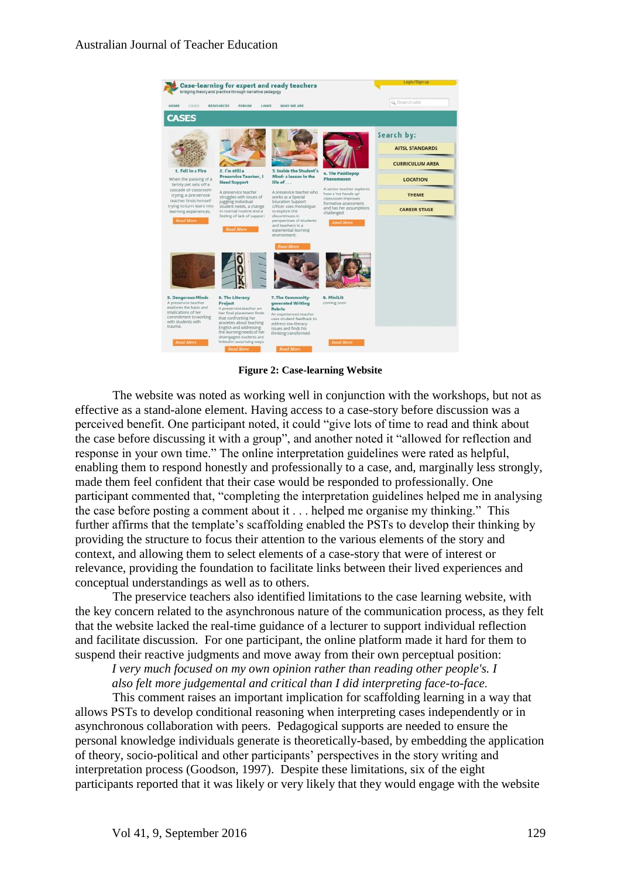**Figure 2: Case-learning Website**

The website was noted as working well in conjunction with the workshops, but not as effective as a stand-alone element. Having access to a case-story before discussion was a perceived benefit. One participant noted, it could "give lots of time to read and think about the case before discussing it with a group", and another noted it "allowed for reflection and response in your own time." The online interpretation guidelines were rated as helpful, enabling them to respond honestly and professionally to a case, and, marginally less strongly, made them feel confident that their case would be responded to professionally. One participant commented that, "completing the interpretation guidelines helped me in analysing the case before posting a comment about it . . . helped me organise my thinking." This further affirms that the template's scaffolding enabled the PSTs to develop their thinking by providing the structure to focus their attention to the various elements of the story and context, and allowing them to select elements of a case-story that were of interest or relevance, providing the foundation to facilitate links between their lived experiences and conceptual understandings as well as to others.

The preservice teachers also identified limitations to the case learning website, with the key concern related to the asynchronous nature of the communication process, as they felt that the website lacked the real-time guidance of a lecturer to support individual reflection and facilitate discussion. For one participant, the online platform made it hard for them to suspend their reactive judgments and move away from their own perceptual position:

*I very much focused on my own opinion rather than reading other people's. I also felt more judgemental and critical than I did interpreting face-to-face.*

This comment raises an important implication for scaffolding learning in a way that allows PSTs to develop conditional reasoning when interpreting cases independently or in asynchronous collaboration with peers. Pedagogical supports are needed to ensure the personal knowledge individuals generate is theoretically-based, by embedding the application of theory, socio-political and other participants' perspectives in the story writing and interpretation process (Goodson, 1997). Despite these limitations, six of the eight participants reported that it was likely or very likely that they would engage with the website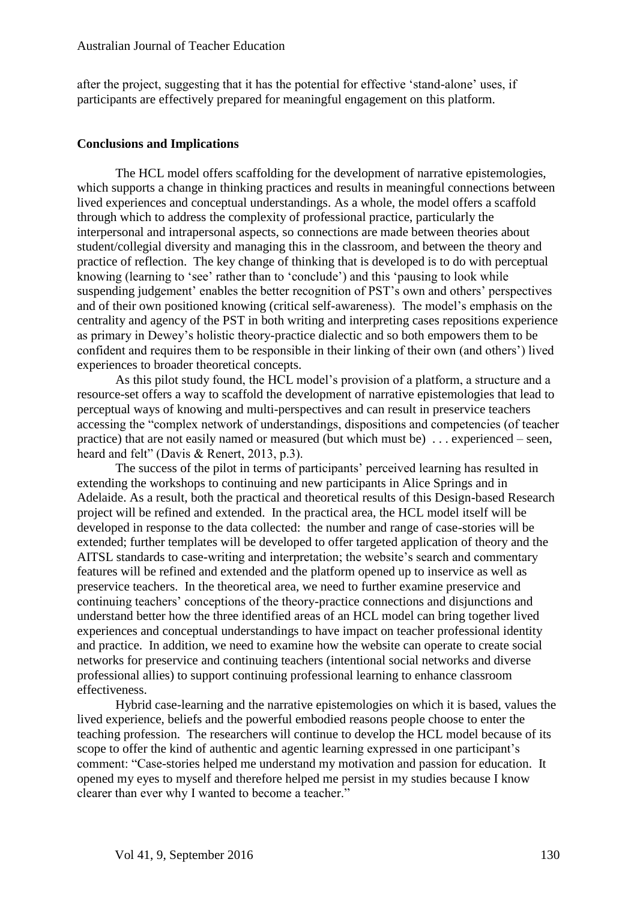after the project, suggesting that it has the potential for effective 'stand-alone' uses, if participants are effectively prepared for meaningful engagement on this platform.

## Conclusions and Implications

The HCL model offers scaffolding for the development of narrative epistemologies, which supports a change in thinking practices and results in meaningful connections between lived experiences and conceptual understandings. As a whole, the model offers a scaffold through which to address the complexity of professional practice, particularly the interpersonal and intrapersonal aspects, so connections are made between theories about student/collegial diversity and managing this in the classroom, and between the theory and practice of reflection. The key change of thinking that is developed is to do with perceptual knowing (learning to 'see' rather than to 'conclude') and this 'pausing to look while suspending judgement' enables the better recognition of PST's own and others' perspectives and of their own positioned knowing (critical self-awareness). The model's emphasis on the centrality and agency of the PST in both writing and interpreting cases repositions experience as primary in Dewey's holistic theory-practice dialectic and so both empowers them to be confident and requires them to be responsible in their linking of their own (and others') lived experiences to broader theoretical concepts.

As this pilot study found, the HCL model's provision of a platform, a structure and a resource-set offers a way to scaffold the development of narrative epistemologies that lead to perceptual ways of knowing and multi-perspectives and can result in preservice teachers accessing the "complex network of understandings, dispositions and competencies (of teacher practice) that are not easily named or measured (but which must be) . . . experienced – seen, heard and felt" (Davis & Renert, 2013, p.3).

The success of the pilot in terms of participants' perceived learning has resulted in extending the workshops to continuing and new participants in Alice Springs and in Adelaide. As a result, both the practical and theoretical results of this Design-based Research project will be refined and extended. In the practical area, the HCL model itself will be developed in response to the data collected: the number and range of case-stories will be extended; further templates will be developed to offer targeted application of theory and the AITSL standards to case-writing and interpretation; the website's search and commentary features will be refined and extended and the platform opened up to inservice as well as preservice teachers. In the theoretical area, we need to further examine preservice and continuing teachers' conceptions of the theory-practice connections and disjunctions and understand better how the three identified areas of an HCL model can bring together lived experiences and conceptual understandings to have impact on teacher professional identity and practice. In addition, we need to examine how the website can operate to create social networks for preservice and continuing teachers (intentional social networks and diverse professional allies) to support continuing professional learning to enhance classroom effectiveness.

Hybrid case-learning and the narrative epistemologies on which it is based, values the lived experience, beliefs and the powerful embodied reasons people choose to enter the teaching profession. The researchers will continue to develop the HCL model because of its scope to offer the kind of authentic and agentic learning expressed in one participant's comment: "Case-stories helped me understand my motivation and passion for education. It opened my eyes to myself and therefore helped me persist in my studies because I know clearer than ever why I wanted to become a teacher."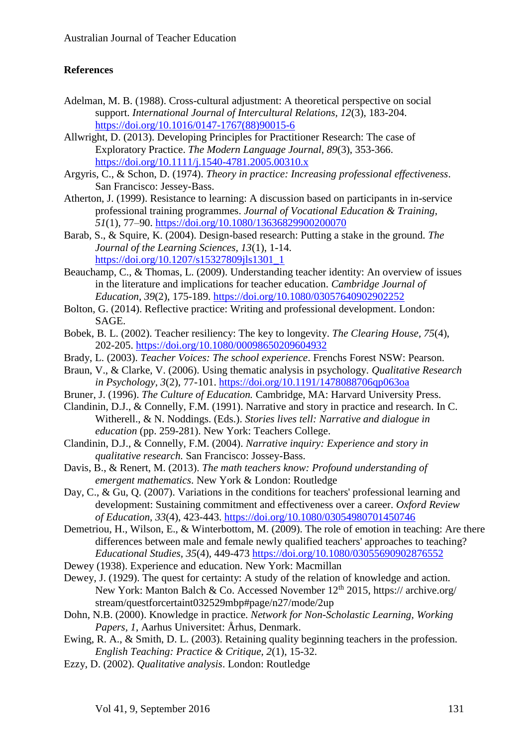## References

Adelman, M. B. (1988). Cross-cultural adjustment: A theoretical perspective on social support. *International Journal of Intercultural Relations, 12*(3), 183-204. https://doi.org/10.1016/0147-1767(88)90015-6

Allwright, D. (2013). Developing Principles for Practitioner Research: The case of Exploratory Practice. *The Modern Language Journal, 89*(3), 353-366. https://doi.org/10.1111/j.1540-4781.2005.00310.x

Argyris, C., & Schon, D. (1974). *Theory in practice: Increasing professional effectiveness*. San Francisco: Jessey-Bass.

Atherton, J. (1999). Resistance to learning: A discussion based on participants in in-service professional training programmes. *Journal of Vocational Education & Training, 51*(1), 77–90. https://doi.org/10.1080/13636829900200070

Barab, S., & Squire, K. (2004). Design-based research: Putting a stake in the ground. *The Journal of the Learning Sciences, 13*(1), 1-14. https://doi.org/10.1207/s15327809jls1301_1

Beauchamp, C., & Thomas, L. (2009). Understanding teacher identity: An overview of issues in the literature and implications for teacher education. *Cambridge Journal of Education, 39*(2), 175-189. https://doi.org/10.1080/03057640902902252

Bolton, G. (2014). Reflective practice: Writing and professional development. London: SAGE.

Bobek, B. L. (2002). Teacher resiliency: The key to longevity. *The Clearing House, 75*(4), 202-205. https://doi.org/10.1080/00098650209604932

Brady, L. (2003). *Teacher Voices: The school experience*. Frenchs Forest NSW: Pearson.

Braun, V., & Clarke, V. (2006). Using thematic analysis in psychology. *Qualitative Research in Psychology, 3*(2), 77-101. https://doi.org/10.1191/1478088706qp063oa

Bruner, J. (1996). *The Culture of Education.* Cambridge, MA: Harvard University Press.

Clandinin, D.J., & Connelly, F.M. (1991). Narrative and story in practice and research. In C. Witherell., & N. Noddings. (Eds.). *Stories lives tell: Narrative and dialogue in education* (pp. 259-281). New York: Teachers College.

Clandinin, D.J., & Connelly, F.M. (2004). *Narrative inquiry: Experience and story in qualitative research.* San Francisco: Jossey-Bass.

Davis, B., & Renert, M. (2013). *The math teachers know: Profound understanding of emergent mathematics*. New York & London: Routledge

Day, C., & Gu, Q. (2007). Variations in the conditions for teachers' professional learning and development: Sustaining commitment and effectiveness over a career. *Oxford Review of Education, 33*(4), 423-443. https://doi.org/10.1080/03054980701450746

Demetriou, H., Wilson, E., & Winterbottom, M. (2009). The role of emotion in teaching: Are there differences between male and female newly qualified teachers' approaches to teaching? *Educational Studies, 35*(4), 449-473 https://doi.org/10.1080/03055690902876552

Dewey (1938). Experience and education. New York: Macmillan

Dewey, J. (1929). The quest for certainty: A study of the relation of knowledge and action. New York: Manton Balch & Co. Accessed November 12th 2015, https:// archive.org/ stream/questforcertaint032529mbp#page/n27/mode/2up

Dohn, N.B. (2000). Knowledge in practice. *Network for Non-Scholastic Learning, Working Papers, 1*, Aarhus Universitet: Århus, Denmark.

Ewing, R. A., & Smith, D. L. (2003). Retaining quality beginning teachers in the profession. *English Teaching: Practice & Critique, 2*(1), 15-32.

Ezzy, D. (2002). *Qualitative analysis*. London: Routledge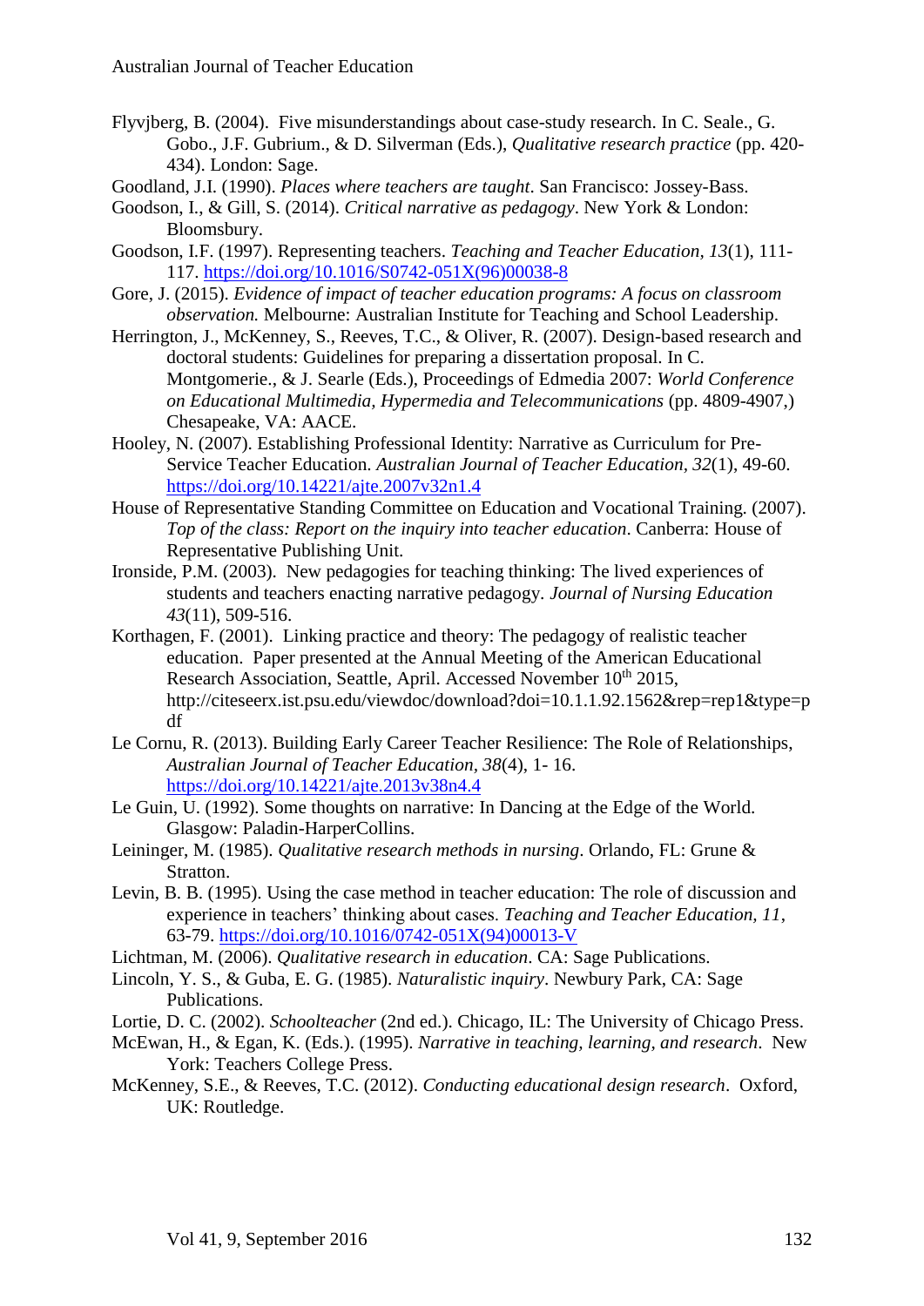Flyvbjerg, B. (2004). Five misunderstandings about case-study research. In C. Seale., G. Gobo., J.F. Gubrium., & D. Silverman (Eds.), *Qualitative research practice* (pp. 420-434). London: Sage.

Goodland, J.I. (1990). *Places where teachers are taught*. San Francisco: Jossey-Bass.

Goodson, I., & Gill, S. (2014). *Critical narrative as pedagogy*. New York & London: Bloomsbury.

Goodson, I.F. (1997). Representing teachers. *Teaching and Teacher Education*, *13*(1), 111-117. https://doi.org/10.1016/S0742-051X(96)00038-8

Gore, J. (2015). *Evidence of impact of teacher education programs: A focus on classroom observation.* Melbourne: Australian Institute for Teaching and School Leadership.

Herrington, J., McKenney, S., Reeves, T.C., & Oliver, R. (2007). Design-based research and doctoral students: Guidelines for preparing a dissertation proposal. In C. Montgomerie., & J. Searle (Eds.), Proceedings of Edmedia 2007: *World Conference on Educational Multimedia, Hypermedia and Telecommunications* (pp. 4809-4907,) Chesapeake, VA: AACE.

Hooley, N. (2007). Establishing Professional Identity: Narrative as Curriculum for Pre-Service Teacher Education. *Australian Journal of Teacher Education*, *32*(1), 49-60. https://doi.org/10.14221/ajte.2007v32n1.4

House of Representative Standing Committee on Education and Vocational Training. (2007). *Top of the class: Report on the inquiry into teacher education*. Canberra: House of Representative Publishing Unit.

Ironside, P.M. (2003). New pedagogies for teaching thinking: The lived experiences of students and teachers enacting narrative pedagogy. *Journal of Nursing Education 43*(11), 509-516.

Korthagen, F. (2001). Linking practice and theory: The pedagogy of realistic teacher education. Paper presented at the Annual Meeting of the American Educational Research Association, Seattle, April. Accessed November 10th 2015, http://citeseerx.ist.psu.edu/viewdoc/download?doi=10.1.1.92.1562&rep=rep1&type=pdf

Le Cornu, R. (2013). Building Early Career Teacher Resilience: The Role of Relationships, *Australian Journal of Teacher Education*, *38*(4), 1- 16. https://doi.org/10.14221/ajte.2013v38n4.4

Le Guin, U. (1992). Some thoughts on narrative: In Dancing at the Edge of the World. Glasgow: Paladin-HarperCollins.

Leininger, M. (1985). *Qualitative research methods in nursing*. Orlando, FL: Grune & Stratton.

Levin, B. B. (1995). Using the case method in teacher education: The role of discussion and experience in teachers' thinking about cases. *Teaching and Teacher Education*, *11*, 63-79. https://doi.org/10.1016/0742-051X(94)00013-V

Lichtman, M. (2006). *Qualitative research in education*. CA: Sage Publications.

Lincoln, Y. S., & Guba, E. G. (1985). *Naturalistic inquiry*. Newbury Park, CA: Sage Publications.

Lortie, D. C. (2002). *Schoolteacher* (2nd ed.). Chicago, IL: The University of Chicago Press.

McEwan, H., & Egan, K. (Eds.). (1995). *Narrative in teaching, learning, and research*. New York: Teachers College Press.

McKenney, S.E., & Reeves, T.C. (2012). *Conducting educational design research*. Oxford, UK: Routledge.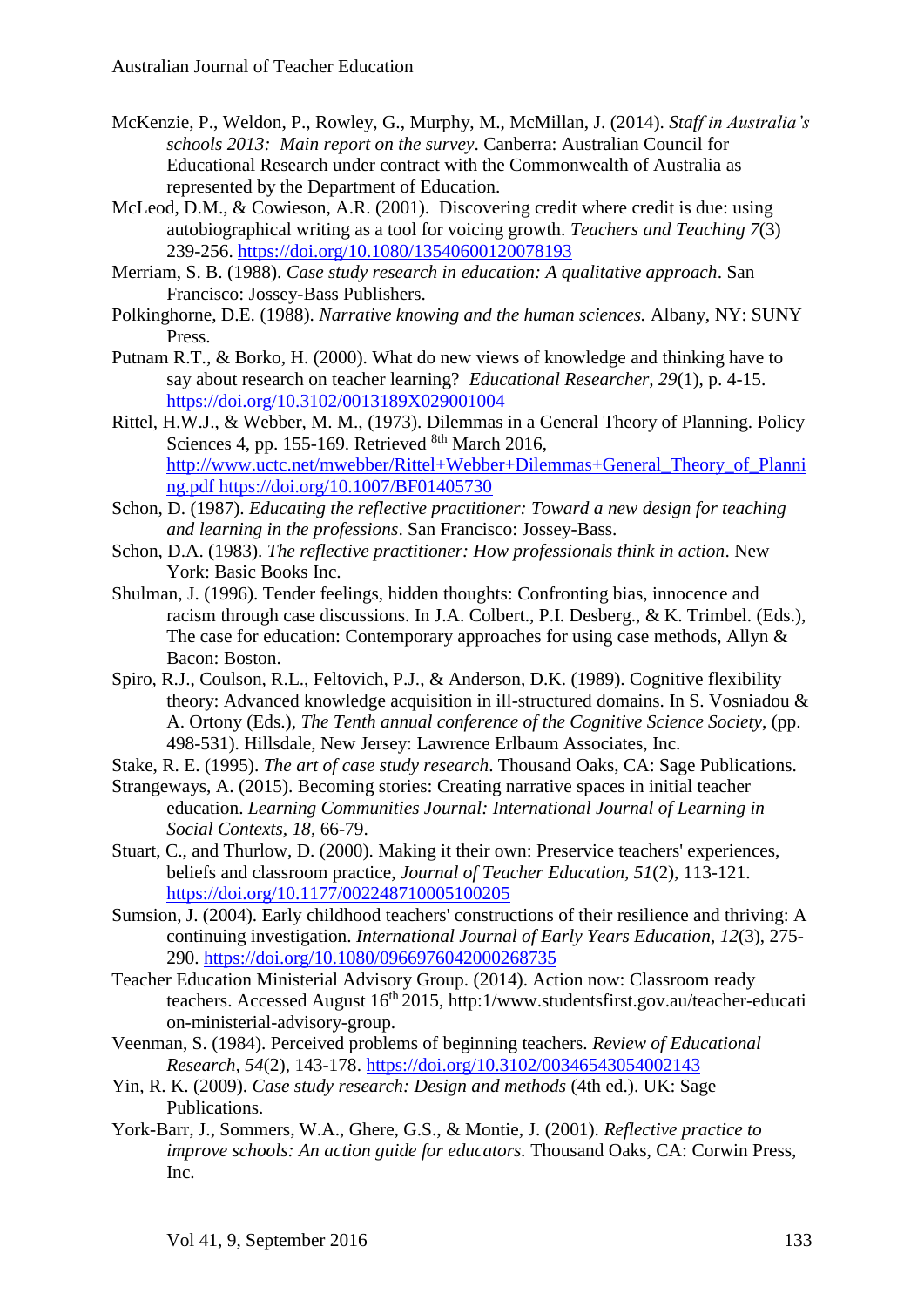McKenzie, P., Weldon, P., Rowley, G., Murphy, M., McMillan, J. (2014). *Staff in Australia's schools 2013: Main report on the survey*. Canberra: Australian Council for Educational Research under contract with the Commonwealth of Australia as represented by the Department of Education.

McLeod, D.M., & Cowieson, A.R. (2001). Discovering credit where credit is due: using autobiographical writing as a tool for voicing growth. *Teachers and Teaching 7*(3) 239-256. https://doi.org/10.1080/13540600120078193

Merriam, S. B. (1988). *Case study research in education: A qualitative approach*. San Francisco: Jossey-Bass Publishers.

Polkinghorne, D.E. (1988). *Narrative knowing and the human sciences.* Albany, NY: SUNY Press.

Putnam R.T., & Borko, H. (2000). What do new views of knowledge and thinking have to say about research on teacher learning? *Educational Researcher, 29*(1), p. 4-15. https://doi.org/10.3102/0013189X029001004

Rittel, H.W.J., & Webber, M. M., (1973). Dilemmas in a General Theory of Planning. Policy Sciences 4, pp. 155-169. Retrieved 8th March 2016, http://www.uctc.net/mwebber/Rittel+Webber+Dilemmas+General_Theory_of_Planning.pdf https://doi.org/10.1007/BF01405730

Schon, D. (1987). *Educating the reflective practitioner: Toward a new design for teaching and learning in the professions*. San Francisco: Jossey-Bass.

Schon, D.A. (1983). *The reflective practitioner: How professionals think in action*. New York: Basic Books Inc.

Shulman, J. (1996). Tender feelings, hidden thoughts: Confronting bias, innocence and racism through case discussions. In J.A. Colbert., P.I. Desberg., & K. Trimbel. (Eds.), The case for education: Contemporary approaches for using case methods, Allyn & Bacon: Boston.

Spiro, R.J., Coulson, R.L., Feltovich, P.J., & Anderson, D.K. (1989). Cognitive flexibility theory: Advanced knowledge acquisition in ill-structured domains. In S. Vosniadou & A. Ortony (Eds.), *The Tenth annual conference of the Cognitive Science Society*, (pp. 498-531). Hillsdale, New Jersey: Lawrence Erlbaum Associates, Inc.

Stake, R. E. (1995). *The art of case study research*. Thousand Oaks, CA: Sage Publications.

Strangeways, A. (2015). Becoming stories: Creating narrative spaces in initial teacher education. *Learning Communities Journal: International Journal of Learning in Social Contexts*, *18*, 66-79.

Stuart, C., and Thurlow, D. (2000). Making it their own: Preservice teachers' experiences, beliefs and classroom practice, *Journal of Teacher Education, 51*(2), 113-121. https://doi.org/10.1177/002248710005100205

Sumsion, J. (2004). Early childhood teachers' constructions of their resilience and thriving: A continuing investigation. *International Journal of Early Years Education, 12*(3), 275-290. https://doi.org/10.1080/0966976042000268735

Teacher Education Ministerial Advisory Group. (2014). Action now: Classroom ready teachers. Accessed August 16th 2015, http:1/www.studentsfirst.gov.au/teacher-education-ministerial-advisory-group.

Veenman, S. (1984). Perceived problems of beginning teachers. *Review of Educational Research, 54*(2), 143-178. https://doi.org/10.3102/00346543054002143

Yin, R. K. (2009). *Case study research: Design and methods* (4th ed.). UK: Sage Publications.

York-Barr, J., Sommers, W.A., Ghere, G.S., & Montie, J. (2001). *Reflective practice to improve schools: An action guide for educators.* Thousand Oaks, CA: Corwin Press, Inc.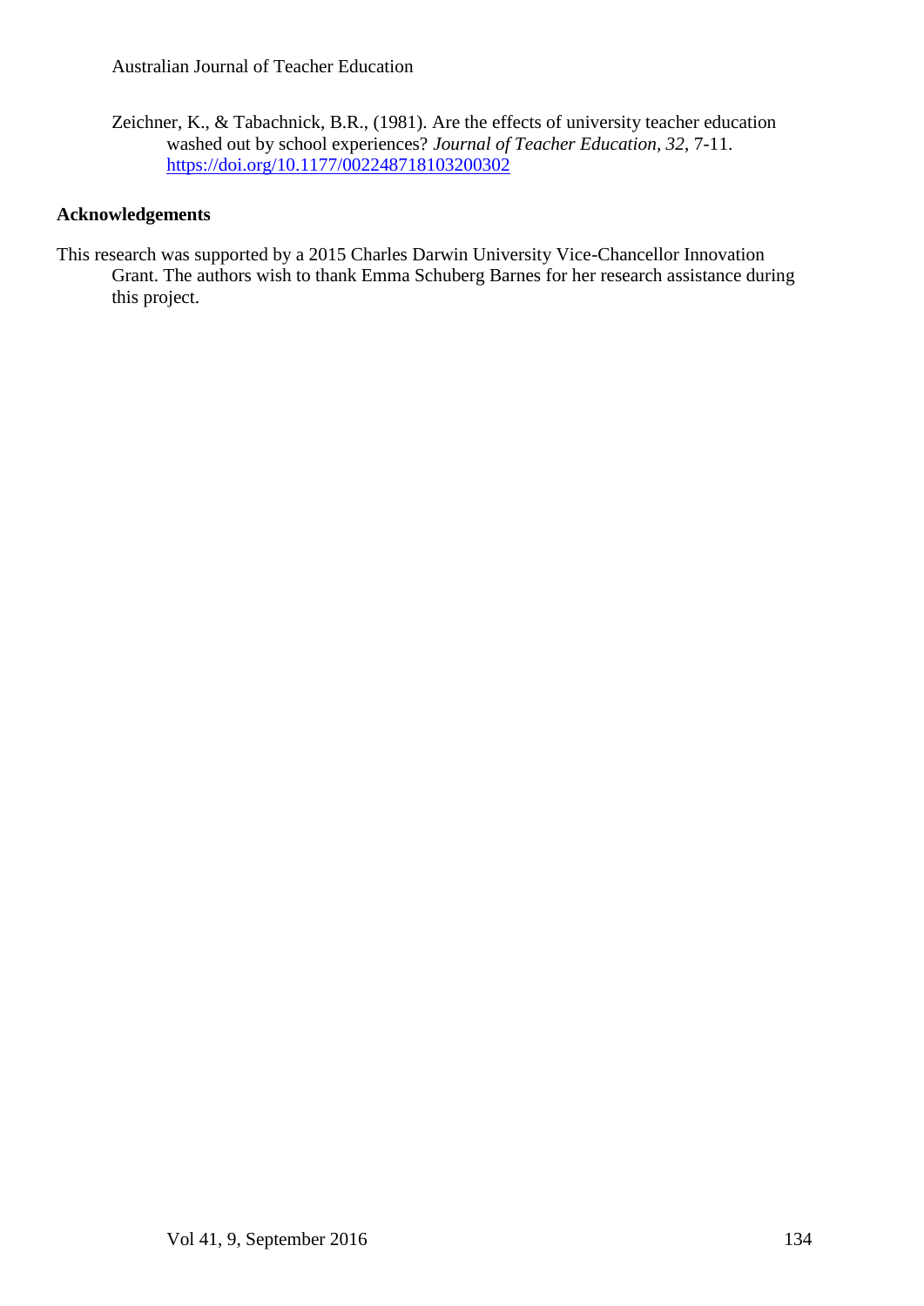Zeichner, K., & Tabachnick, B.R., (1981). Are the effects of university teacher education washed out by school experiences? *Journal of Teacher Education*, *32*, 7-11. https://doi.org/10.1177/002248718103200302

**Acknowledgements**

This research was supported by a 2015 Charles Darwin University Vice-Chancellor Innovation Grant. The authors wish to thank Emma Schuberg Barnes for her research assistance during this project.